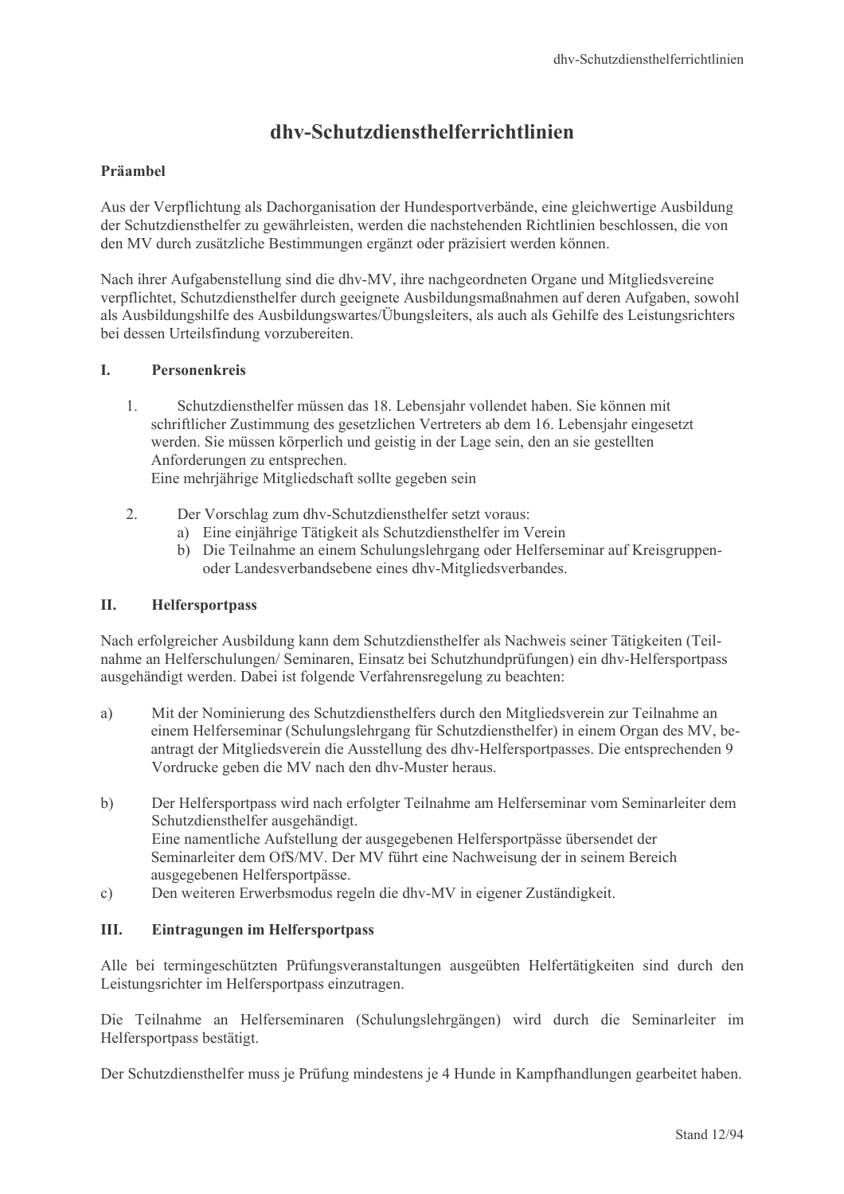# dhv-Schutzdiensthelferrichtlinien

**Präambel**

Aus der Verpflichtung als Dachorganisation der Hundesportverbände, eine gleichwertige Ausbildung der Schutzdiensthelfer zu gewährleisten, werden die nachstehenden Richtlinien beschlossen, die von den MV durch zusätzliche Bestimmungen ergänzt oder präzisiert werden können.

Nach ihrer Aufgabenstellung sind die dhv-MV, ihre nachgeordneten Organe und Mitgliedsvereine verpflichtet, Schutzdiensthelfer durch geeignete Ausbildungsmaßnahmen auf deren Aufgaben, sowohl als Ausbildungshilfe des Ausbildungswartes/Übungsleiters, als auch als Gehilfe des Leistungsrichters bei dessen Urteilsfindung vorzubereiten.

## I. Personenkreis

1. Schutzdiensthelfer müssen das 18. Lebensjahr vollendet haben. Sie können mit schriftlicher Zustimmung des gesetzlichen Vertreters ab dem 16. Lebensjahr eingesetzt werden. Sie müssen körperlich und geistig in der Lage sein, den an sie gestellten Anforderungen zu entsprechen.
   Eine mehrjährige Mitgliedschaft sollte gegeben sein

2. Der Vorschlag zum dhv-Schutzdiensthelfer setzt voraus:
   a) Eine einjährige Tätigkeit als Schutzdiensthelfer im Verein
   b) Die Teilnahme an einem Schulungslehrgang oder Helferseminar auf Kreisgruppen- oder Landesverbandsebene eines dhv-Mitgliedsverbandes.

## II. Helfersportpass

Nach erfolgreicher Ausbildung kann dem Schutzdiensthelfer als Nachweis seiner Tätigkeiten (Teilnahme an Helferschulungen/ Seminaren, Einsatz bei Schutzhundprüfungen) ein dhv-Helfersportpass ausgehändigt werden. Dabei ist folgende Verfahrensregelung zu beachten:

a) Mit der Nominierung des Schutzdiensthelfers durch den Mitgliedsverein zur Teilnahme an einem Helferseminar (Schulungslehrgang für Schutzdiensthelfer) in einem Organ des MV, beantragt der Mitgliedsverein die Ausstellung des dhv-Helfersportpasses. Die entsprechenden 9 Vordrucke geben die MV nach den dhv-Muster heraus.

b) Der Helfersportpass wird nach erfolgter Teilnahme am Helferseminar vom Seminarleiter dem Schutzdiensthelfer ausgehändigt.
   Eine namentliche Aufstellung der ausgegebenen Helfersportpässe übersendet der Seminarleiter dem OfS/MV. Der MV führt eine Nachweisung der in seinem Bereich ausgegebenen Helfersportpässe.

c) Den weiteren Erwerbsmodus regeln die dhv-MV in eigener Zuständigkeit.

## III. Eintragungen im Helfersportpass

Alle bei termingeschützten Prüfungsveranstaltungen ausgeübten Helfertätigkeiten sind durch den Leistungsrichter im Helfersportpass einzutragen.

Die Teilnahme an Helferseminaren (Schulungslehrgängen) wird durch die Seminarleiter im Helfersportpass bestätigt.

Der Schutzdiensthelfer muss je Prüfung mindestens je 4 Hunde in Kampfhandlungen gearbeitet haben.

Stand 12/94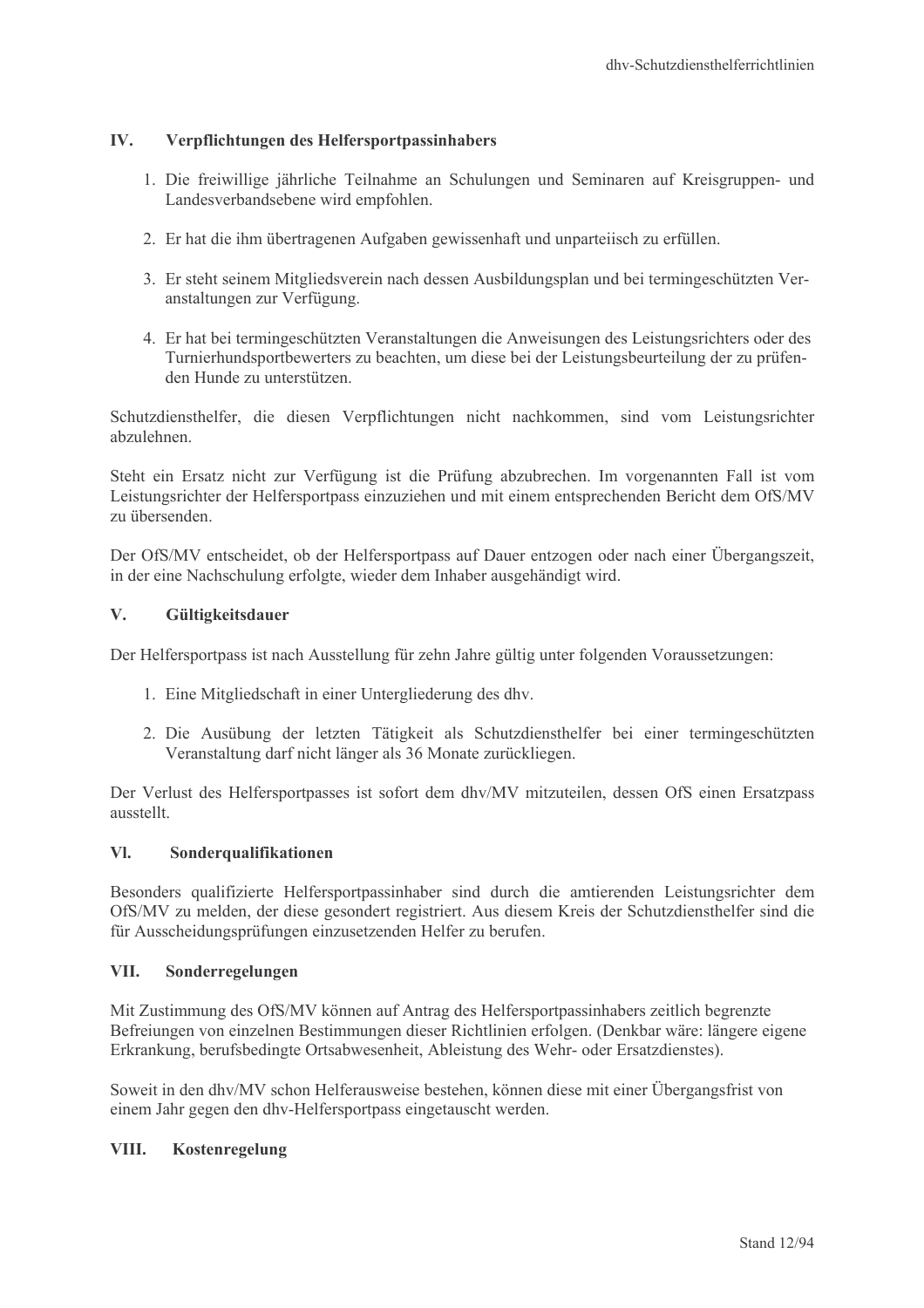## IV. Verpflichtungen des Helfersportpassinhabers

1. Die freiwillige jährliche Teilnahme an Schulungen und Seminaren auf Kreisgruppen- und Landesverbandsebene wird empfohlen.

2. Er hat die ihm übertragenen Aufgaben gewissenhaft und unparteiisch zu erfüllen.

3. Er steht seinem Mitgliedsverein nach dessen Ausbildungsplan und bei termingeschützten Veranstaltungen zur Verfügung.

4. Er hat bei termingeschützten Veranstaltungen die Anweisungen des Leistungsrichters oder des Turnierhundsportbewerters zu beachten, um diese bei der Leistungsbeurteilung der zu prüfenden Hunde zu unterstützen.

Schutzdiensthelfer, die diesen Verpflichtungen nicht nachkommen, sind vom Leistungsrichter abzulehnen.

Steht ein Ersatz nicht zur Verfügung ist die Prüfung abzubrechen. Im vorgenannten Fall ist vom Leistungsrichter der Helfersportpass einzuziehen und mit einem entsprechenden Bericht dem OfS/MV zu übersenden.

Der OfS/MV entscheidet, ob der Helfersportpass auf Dauer entzogen oder nach einer Übergangszeit, in der eine Nachschulung erfolgte, wieder dem Inhaber ausgehändigt wird.

## V. Gültigkeitsdauer

Der Helfersportpass ist nach Ausstellung für zehn Jahre gültig unter folgenden Voraussetzungen:

1. Eine Mitgliedschaft in einer Untergliederung des dhv.

2. Die Ausübung der letzten Tätigkeit als Schutzdiensthelfer bei einer termingeschützten Veranstaltung darf nicht länger als 36 Monate zurückliegen.

Der Verlust des Helfersportpasses ist sofort dem dhv/MV mitzuteilen, dessen OfS einen Ersatzpass ausstellt.

## VI. Sonderqualifikationen

Besonders qualifizierte Helfersportpassinhaber sind durch die amtierenden Leistungsrichter dem OfS/MV zu melden, der diese gesondert registriert. Aus diesem Kreis der Schutzdiensthelfer sind die für Ausscheidungsprüfungen einzusetzenden Helfer zu berufen.

## VII. Sonderregelungen

Mit Zustimmung des OfS/MV können auf Antrag des Helfersportpassinhabers zeitlich begrenzte Befreiungen von einzelnen Bestimmungen dieser Richtlinien erfolgen. (Denkbar wäre: längere eigene Erkrankung, berufsbedingte Ortsabwesenheit, Ableistung des Wehr- oder Ersatzdienstes).

Soweit in den dhv/MV schon Helferausweise bestehen, können diese mit einer Übergangsfrist von einem Jahr gegen den dhv-Helfersportpass eingetauscht werden.

## VIII. Kostenregelung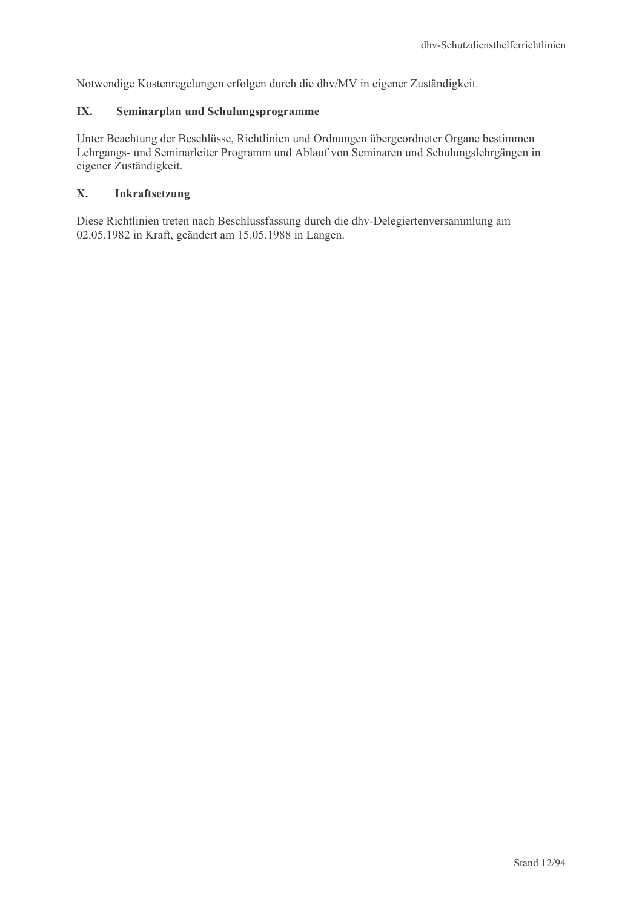Notwendige Kostenregelungen erfolgen durch die dhv/MV in eigener Zuständigkeit.

## IX. Seminarplan und Schulungsprogramme

Unter Beachtung der Beschlüsse, Richtlinien und Ordnungen übergeordneter Organe bestimmen Lehrgangs- und Seminarleiter Programm und Ablauf von Seminaren und Schulungslehrgängen in eigener Zuständigkeit.

## X. Inkraftsetzung

Diese Richtlinien treten nach Beschlussfassung durch die dhv-Delegiertenversammlung am 02.05.1982 in Kraft, geändert am 15.05.1988 in Langen.